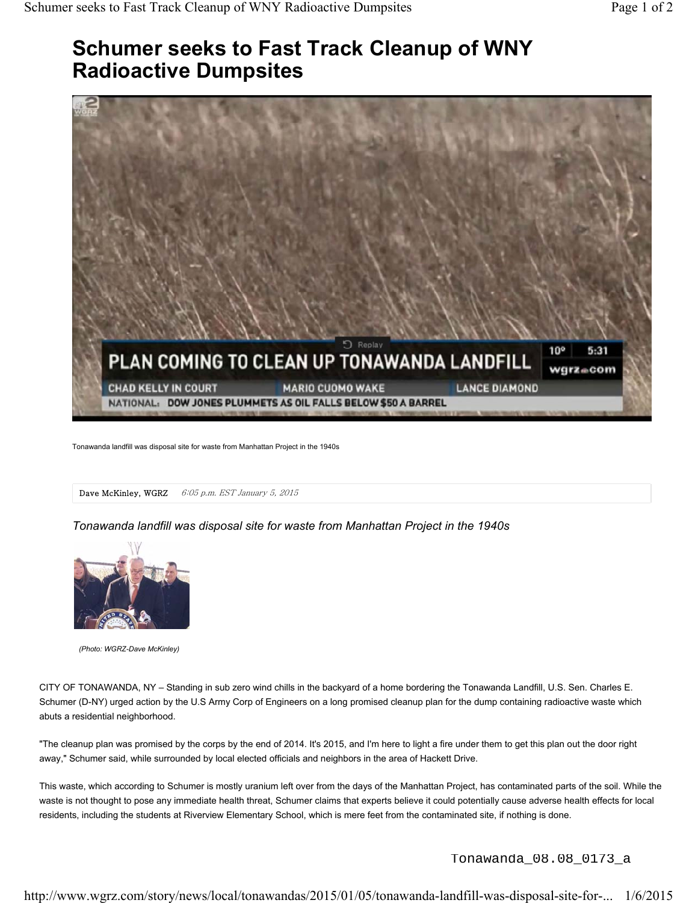# Schumer seeks to Fast Track Cleanup of WNY Radioactive Dumpsites

Tonawanda landfill was disposal site for waste from Manhattan Project in the 1940s

Dave McKinley, WGRZ *6:05 p.m. EST January 5, 2015*

*Tonawanda landfill was disposal site for waste from Manhattan Project in the 1940s*

*(Photo: WGRZ-Dave McKinley)*

CITY OF TONAWANDA, NY – Standing in sub zero wind chills in the backyard of a home bordering the Tonawanda Landfill, U.S. Sen. Charles E. Schumer (D-NY) urged action by the U.S Army Corp of Engineers on a long promised cleanup plan for the dump containing radioactive waste which abuts a residential neighborhood.

"The cleanup plan was promised by the corps by the end of 2014. It's 2015, and I'm here to light a fire under them to get this plan out the door right away," Schumer said, while surrounded by local elected officials and neighbors in the area of Hackett Drive.

This waste, which according to Schumer is mostly uranium left over from the days of the Manhattan Project, has contaminated parts of the soil. While the waste is not thought to pose any immediate health threat, Schumer claims that experts believe it could potentially cause adverse health effects for local residents, including the students at Riverview Elementary School, which is mere feet from the contaminated site, if nothing is done.

Tonawanda_08.08_0173_a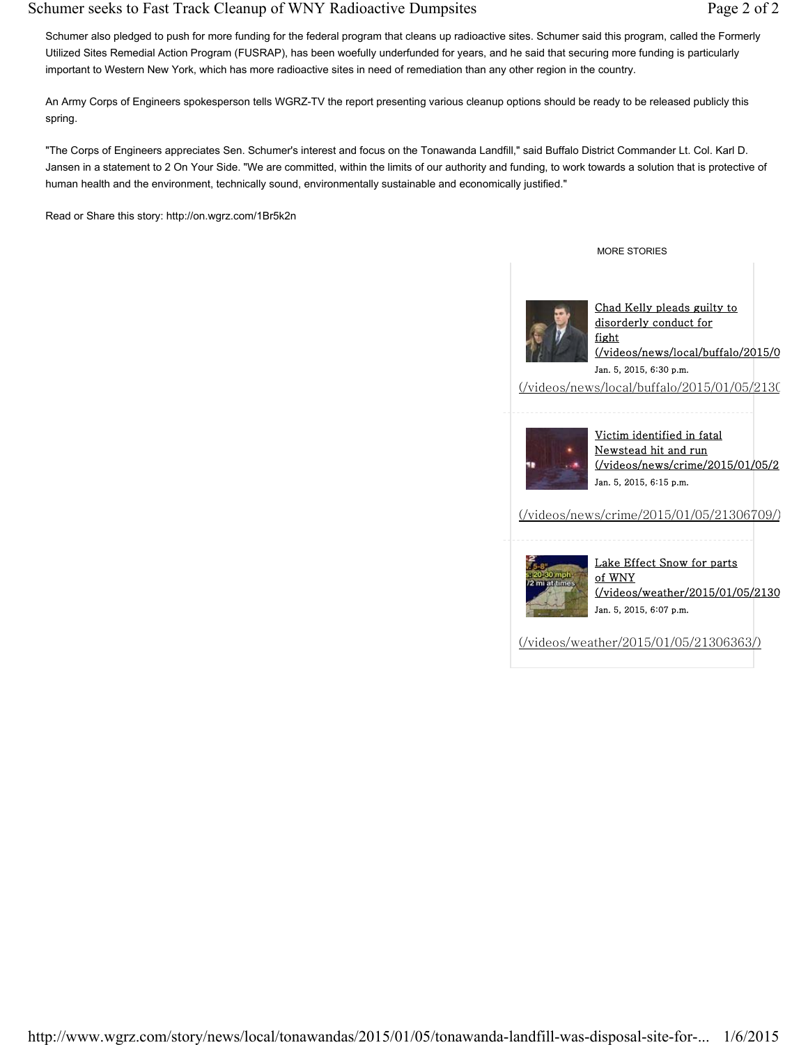Schumer also pledged to push for more funding for the federal program that cleans up radioactive sites. Schumer said this program, called the Formerly Utilized Sites Remedial Action Program (FUSRAP), has been woefully underfunded for years, and he said that securing more funding is particularly important to Western New York, which has more radioactive sites in need of remediation than any other region in the country.

An Army Corps of Engineers spokesperson tells WGRZ-TV the report presenting various cleanup options should be ready to be released publicly this spring.

"The Corps of Engineers appreciates Sen. Schumer's interest and focus on the Tonawanda Landfill," said Buffalo District Commander Lt. Col. Karl D. Jansen in a statement to 2 On Your Side. "We are committed, within the limits of our authority and funding, to work towards a solution that is protective of human health and the environment, technically sound, environmentally sustainable and economically justified."

Read or Share this story: http://on.wgrz.com/1Br5k2n

MORE STORIES

Chad Kelly pleads guilty to disorderly conduct for fight (/videos/news/local/buffalo/2015/0
Jan. 5, 2015, 6:30 p.m.

(/videos/news/local/buffalo/2015/01/05/213(

Victim identified in fatal Newstead hit and run (/videos/news/crime/2015/01/05/2
Jan. 5, 2015, 6:15 p.m.

(/videos/news/crime/2015/01/05/21306709/)

Lake Effect Snow for parts of WNY (/videos/weather/2015/01/05/2130
Jan. 5, 2015, 6:07 p.m.

(/videos/weather/2015/01/05/21306363/)